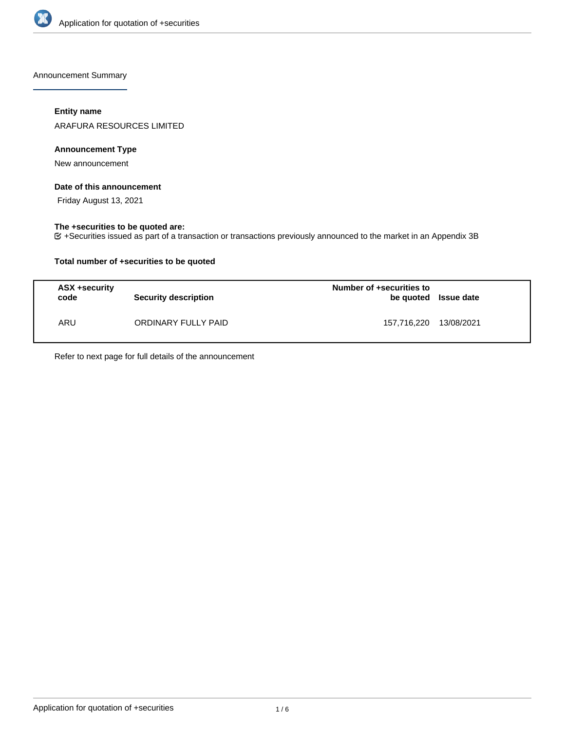Announcement Summary

**Entity name**

ARAFURA RESOURCES LIMITED

**Announcement Type**

New announcement

**Date of this announcement**

Friday August 13, 2021

**The +securities to be quoted are:**

+Securities issued as part of a transaction or transactions previously announced to the market in an Appendix 3B

**Total number of +securities to be quoted**

| ASX +security code | Security description | Number of +securities to be quoted | Issue date |
|---|---|---|---|
| ARU | ORDINARY FULLY PAID | 157,716,220 | 13/08/2021 |

Refer to next page for full details of the announcement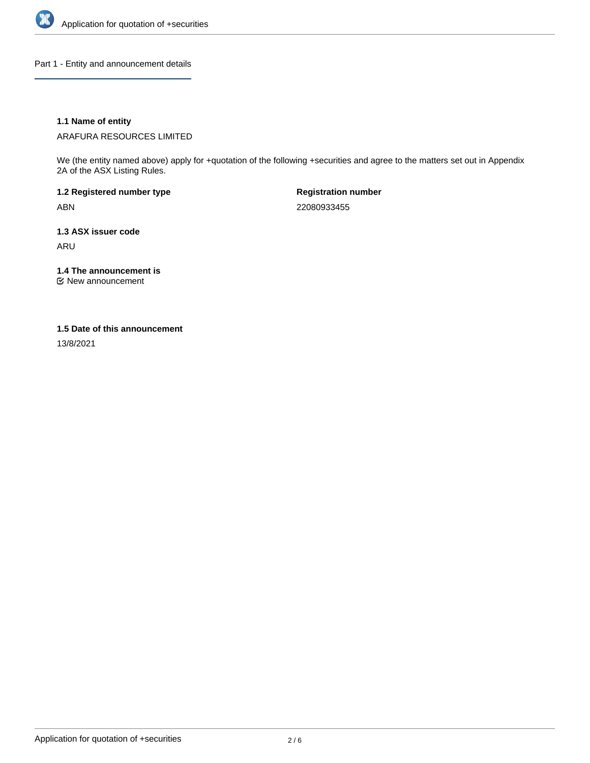## Part 1 - Entity and announcement details

### 1.1 Name of entity

ARAFURA RESOURCES LIMITED

We (the entity named above) apply for +quotation of the following +securities and agree to the matters set out in Appendix 2A of the ASX Listing Rules.

**1.2 Registered number type**

ABN

**Registration number**

22080933455

### 1.3 ASX issuer code

ARU

### 1.4 The announcement is

☑ New announcement

### 1.5 Date of this announcement

13/8/2021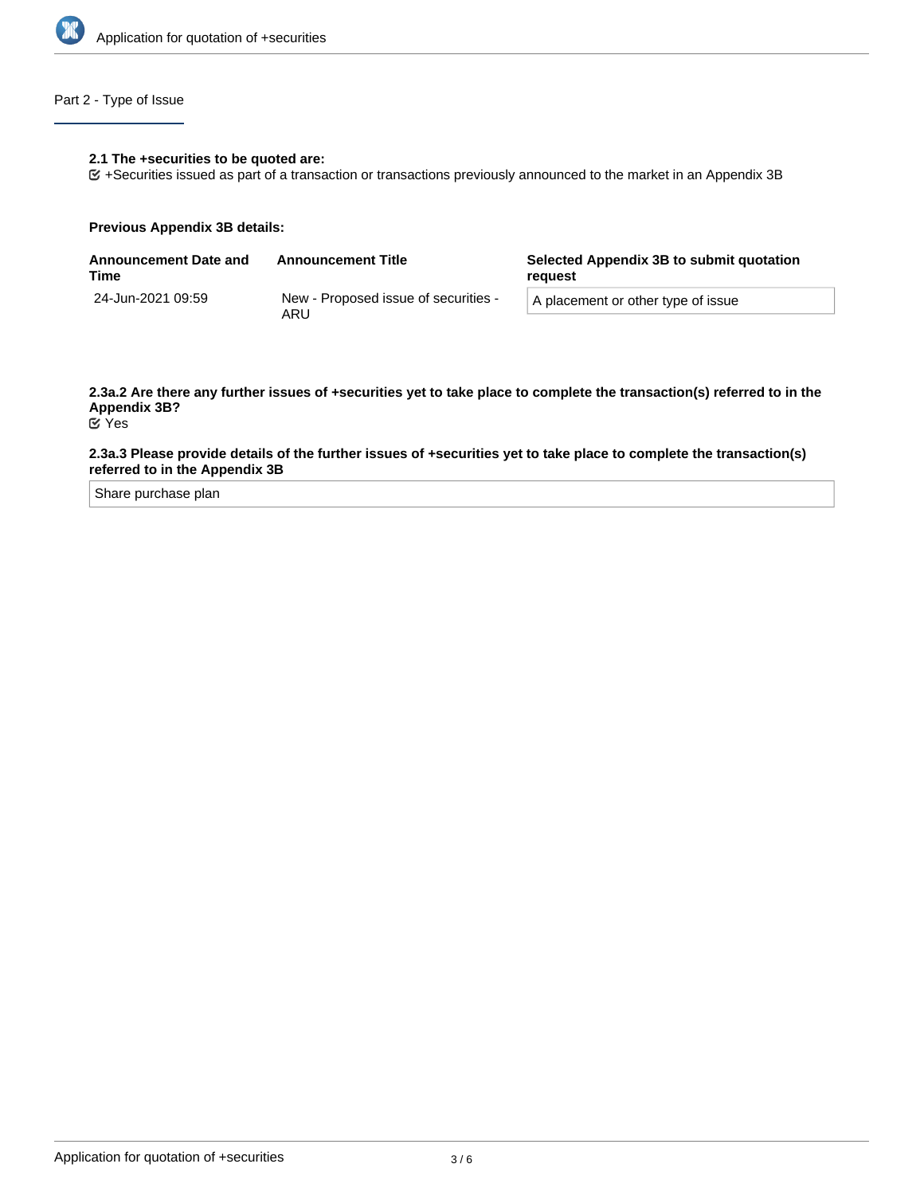## Part 2 - Type of Issue

**2.1 The +securities to be quoted are:**

☑ +Securities issued as part of a transaction or transactions previously announced to the market in an Appendix 3B

**Previous Appendix 3B details:**

| Announcement Date and Time | Announcement Title | Selected Appendix 3B to submit quotation request |
| --- | --- | --- |
| 24-Jun-2021 09:59 | New - Proposed issue of securities - ARU | A placement or other type of issue |

**2.3a.2 Are there any further issues of +securities yet to take place to complete the transaction(s) referred to in the Appendix 3B?**

☑ Yes

**2.3a.3 Please provide details of the further issues of +securities yet to take place to complete the transaction(s) referred to in the Appendix 3B**

Share purchase plan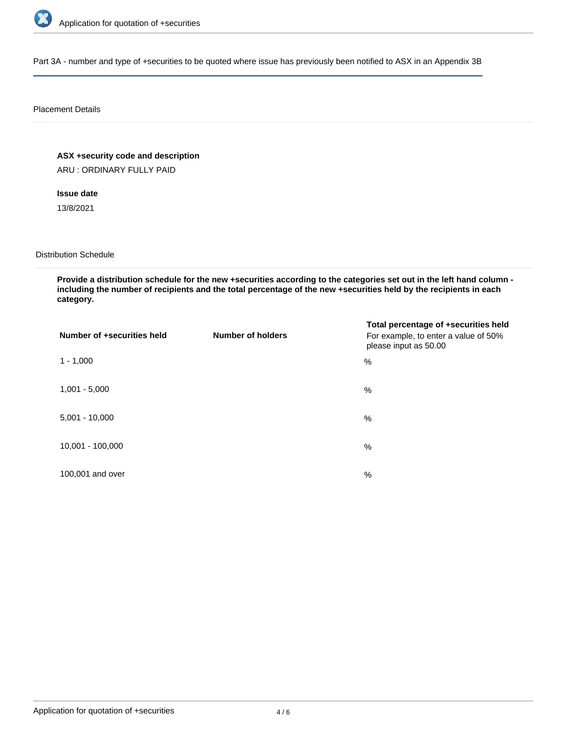## Part 3A - number and type of +securities to be quoted where issue has previously been notified to ASX in an Appendix 3B

### Placement Details

**ASX +security code and description**

ARU : ORDINARY FULLY PAID

**Issue date**

13/8/2021

### Distribution Schedule

**Provide a distribution schedule for the new +securities according to the categories set out in the left hand column - including the number of recipients and the total percentage of the new +securities held by the recipients in each category.**

| Number of +securities held | Number of holders | Total percentage of +securities held<br>For example, to enter a value of 50% please input as 50.00 |
|---|---|---|
| 1 - 1,000 | | % |
| 1,001 - 5,000 | | % |
| 5,001 - 10,000 | | % |
| 10,001 - 100,000 | | % |
| 100,001 and over | | % |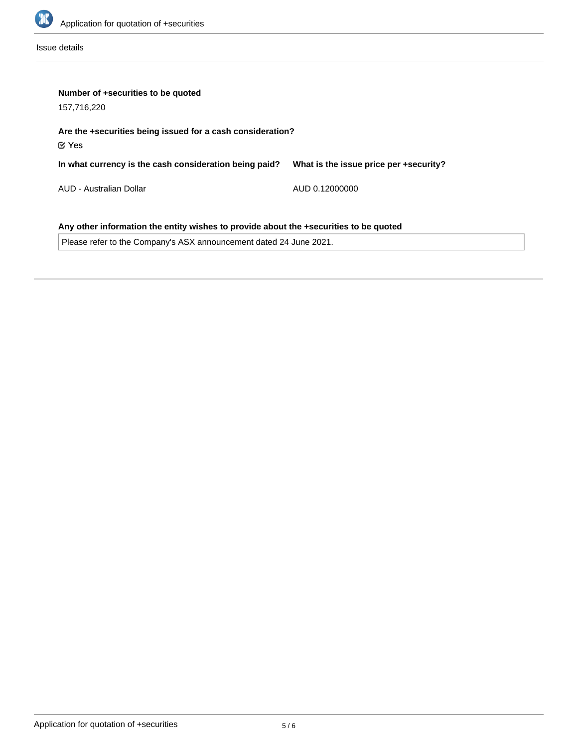Issue details

**Number of +securities to be quoted**

157,716,220

**Are the +securities being issued for a cash consideration?**

☑ Yes

| In what currency is the cash consideration being paid? | What is the issue price per +security? |
| --- | --- |
| AUD - Australian Dollar | AUD 0.12000000 |

**Any other information the entity wishes to provide about the +securities to be quoted**

Please refer to the Company's ASX announcement dated 24 June 2021.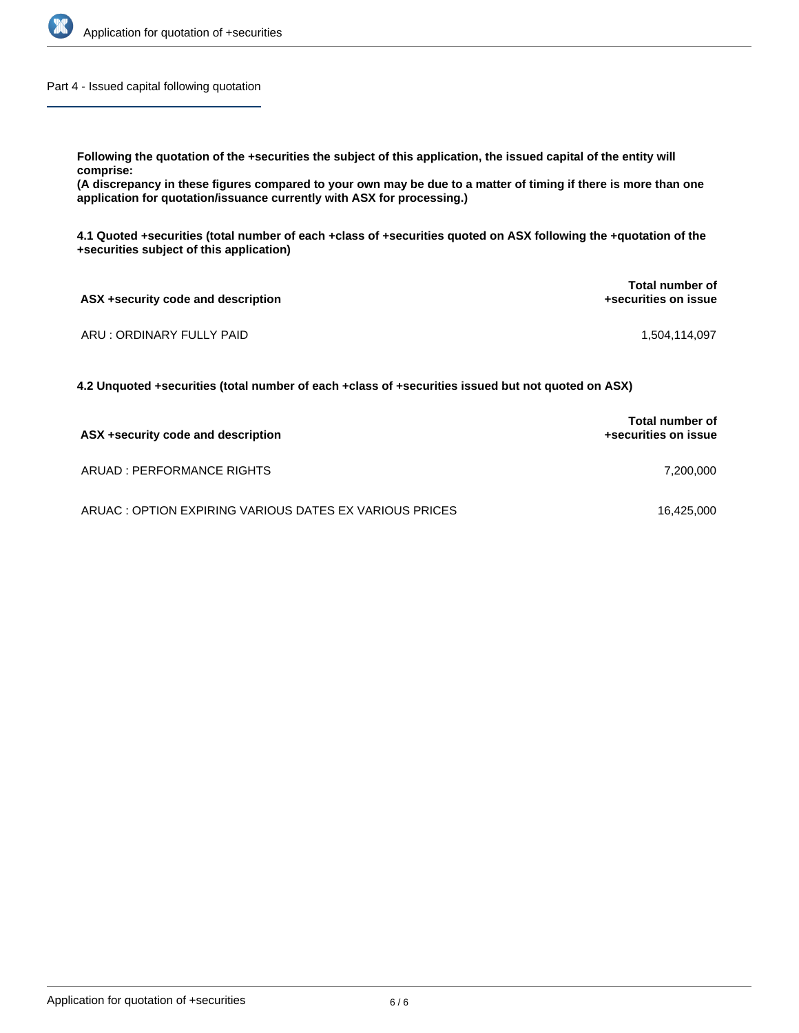## Part 4 - Issued capital following quotation

**Following the quotation of the +securities the subject of this application, the issued capital of the entity will comprise:**
**(A discrepancy in these figures compared to your own may be due to a matter of timing if there is more than one application for quotation/issuance currently with ASX for processing.)**

**4.1 Quoted +securities (total number of each +class of +securities quoted on ASX following the +quotation of the +securities subject of this application)**

| ASX +security code and description | Total number of +securities on issue |
|---|---|
| ARU : ORDINARY FULLY PAID | 1,504,114,097 |

**4.2 Unquoted +securities (total number of each +class of +securities issued but not quoted on ASX)**

| ASX +security code and description | Total number of +securities on issue |
|---|---|
| ARUAD : PERFORMANCE RIGHTS | 7,200,000 |
| ARUAC : OPTION EXPIRING VARIOUS DATES EX VARIOUS PRICES | 16,425,000 |